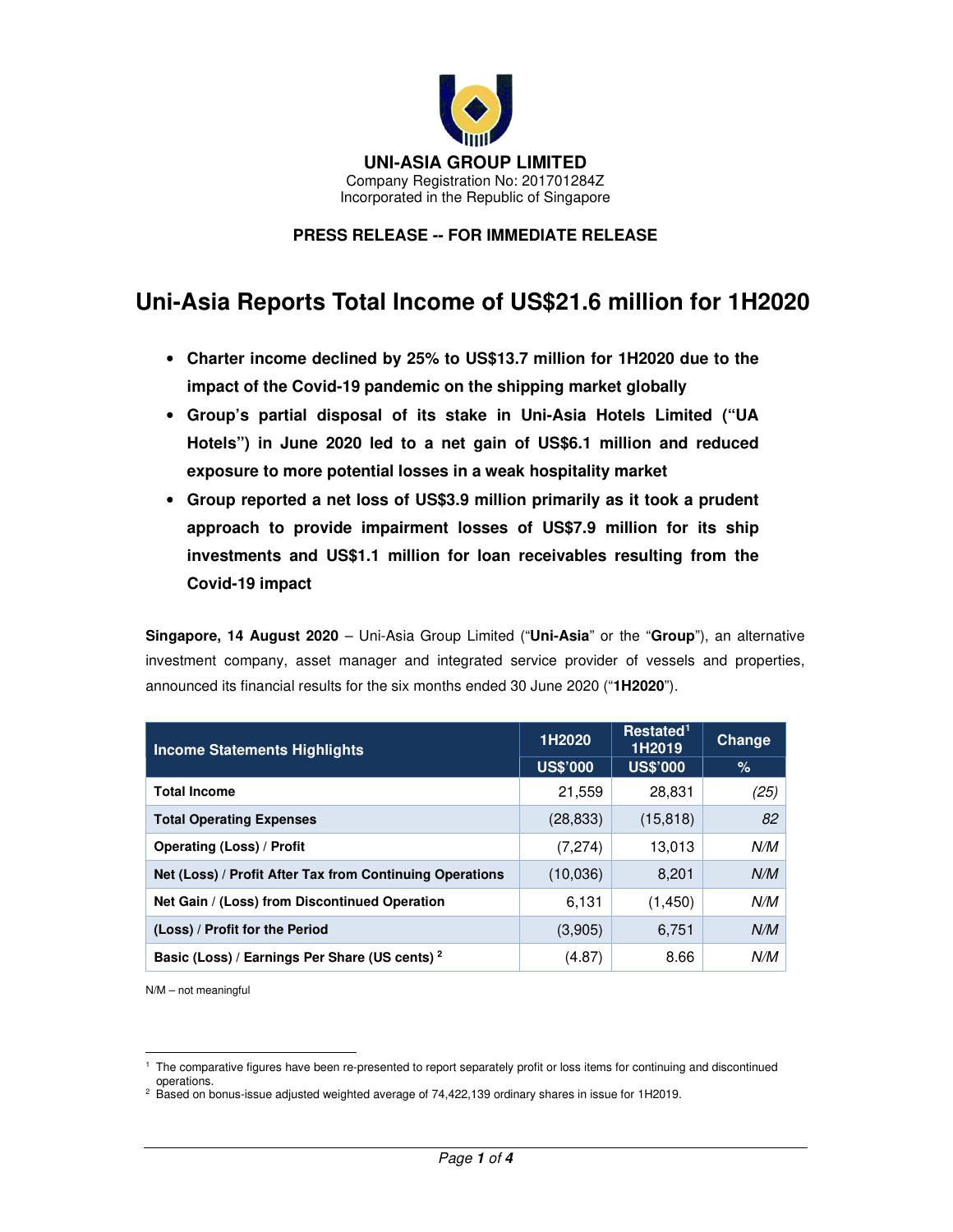**UNI-ASIA GROUP LIMITED**
Company Registration No: 201701284Z
Incorporated in the Republic of Singapore

**PRESS RELEASE -- FOR IMMEDIATE RELEASE**

# Uni-Asia Reports Total Income of US$21.6 million for 1H2020

- **Charter income declined by 25% to US$13.7 million for 1H2020 due to the impact of the Covid-19 pandemic on the shipping market globally**
- **Group's partial disposal of its stake in Uni-Asia Hotels Limited ("UA Hotels") in June 2020 led to a net gain of US$6.1 million and reduced exposure to more potential losses in a weak hospitality market**
- **Group reported a net loss of US$3.9 million primarily as it took a prudent approach to provide impairment losses of US$7.9 million for its ship investments and US$1.1 million for loan receivables resulting from the Covid-19 impact**

**Singapore, 14 August 2020** – Uni-Asia Group Limited ("**Uni-Asia**" or the "**Group**"), an alternative investment company, asset manager and integrated service provider of vessels and properties, announced its financial results for the six months ended 30 June 2020 ("**1H2020**").

| Income Statements Highlights | 1H2020 | Restated[1] 1H2019 | Change |
|---|---|---|---|
| | US$'000 | US$'000 | % |
| **Total Income** | 21,559 | 28,831 | *(25)* |
| **Total Operating Expenses** | (28,833) | (15,818) | *82* |
| **Operating (Loss) / Profit** | (7,274) | 13,013 | *N/M* |
| **Net (Loss) / Profit After Tax from Continuing Operations** | (10,036) | 8,201 | *N/M* |
| **Net Gain / (Loss) from Discontinued Operation** | 6,131 | (1,450) | *N/M* |
| **(Loss) / Profit for the Period** | (3,905) | 6,751 | *N/M* |
| **Basic (Loss) / Earnings Per Share (US cents)** [2] | (4.87) | 8.66 | *N/M* |

N/M – not meaningful

[1] The comparative figures have been re-presented to report separately profit or loss items for continuing and discontinued operations.
[2] Based on bonus-issue adjusted weighted average of 74,422,139 ordinary shares in issue for 1H2019.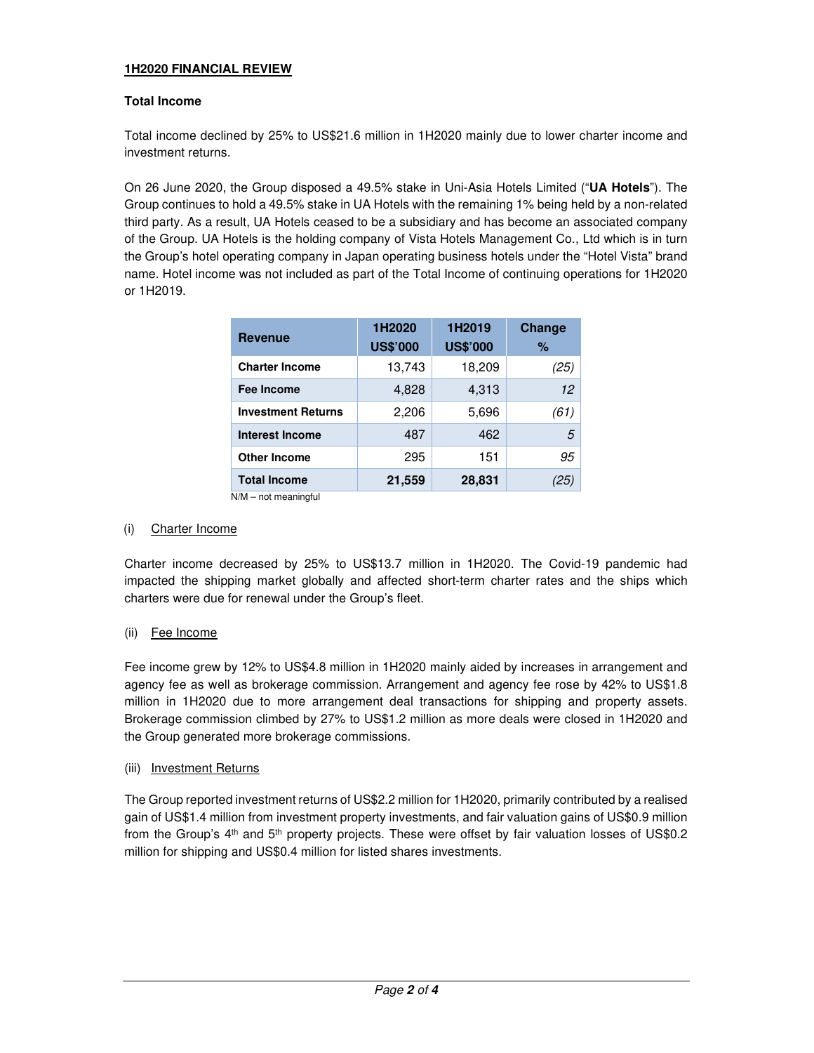**1H2020 FINANCIAL REVIEW**

**Total Income**

Total income declined by 25% to US$21.6 million in 1H2020 mainly due to lower charter income and investment returns.

On 26 June 2020, the Group disposed a 49.5% stake in Uni-Asia Hotels Limited ("**UA Hotels**"). The Group continues to hold a 49.5% stake in UA Hotels with the remaining 1% being held by a non-related third party. As a result, UA Hotels ceased to be a subsidiary and has become an associated company of the Group. UA Hotels is the holding company of Vista Hotels Management Co., Ltd which is in turn the Group's hotel operating company in Japan operating business hotels under the "Hotel Vista" brand name. Hotel income was not included as part of the Total Income of continuing operations for 1H2020 or 1H2019.

| Revenue | 1H2020 US$'000 | 1H2019 US$'000 | Change % |
|---|---|---|---|
| **Charter Income** | 13,743 | 18,209 | *(25)* |
| **Fee Income** | 4,828 | 4,313 | *12* |
| **Investment Returns** | 2,206 | 5,696 | *(61)* |
| **Interest Income** | 487 | 462 | *5* |
| **Other Income** | 295 | 151 | *95* |
| **Total Income** | **21,559** | **28,831** | *(25)* |

N/M – not meaningful

(i) Charter Income

Charter income decreased by 25% to US$13.7 million in 1H2020. The Covid-19 pandemic had impacted the shipping market globally and affected short-term charter rates and the ships which charters were due for renewal under the Group's fleet.

(ii) Fee Income

Fee income grew by 12% to US$4.8 million in 1H2020 mainly aided by increases in arrangement and agency fee as well as brokerage commission. Arrangement and agency fee rose by 42% to US$1.8 million in 1H2020 due to more arrangement deal transactions for shipping and property assets. Brokerage commission climbed by 27% to US$1.2 million as more deals were closed in 1H2020 and the Group generated more brokerage commissions.

(iii) Investment Returns

The Group reported investment returns of US$2.2 million for 1H2020, primarily contributed by a realised gain of US$1.4 million from investment property investments, and fair valuation gains of US$0.9 million from the Group's 4th and 5th property projects. These were offset by fair valuation losses of US$0.2 million for shipping and US$0.4 million for listed shares investments.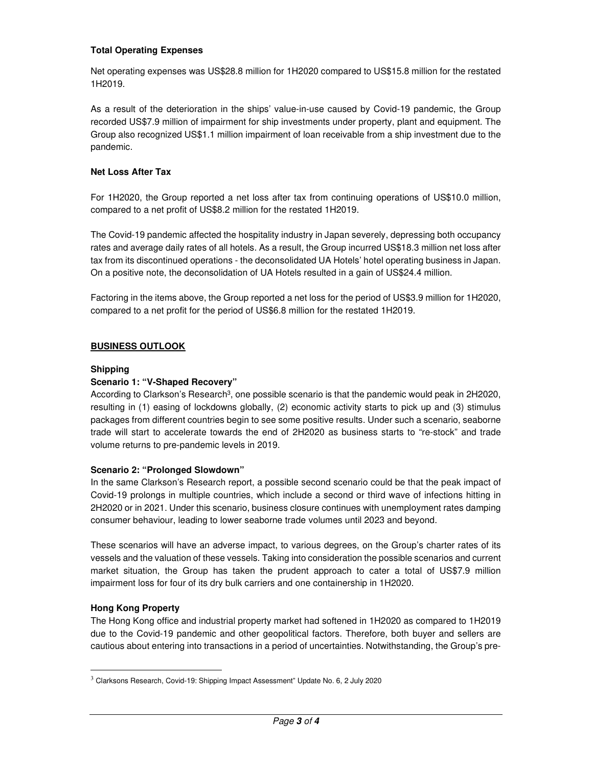**Total Operating Expenses**

Net operating expenses was US$28.8 million for 1H2020 compared to US$15.8 million for the restated 1H2019.

As a result of the deterioration in the ships' value-in-use caused by Covid-19 pandemic, the Group recorded US$7.9 million of impairment for ship investments under property, plant and equipment. The Group also recognized US$1.1 million impairment of loan receivable from a ship investment due to the pandemic.

**Net Loss After Tax**

For 1H2020, the Group reported a net loss after tax from continuing operations of US$10.0 million, compared to a net profit of US$8.2 million for the restated 1H2019.

The Covid-19 pandemic affected the hospitality industry in Japan severely, depressing both occupancy rates and average daily rates of all hotels. As a result, the Group incurred US$18.3 million net loss after tax from its discontinued operations - the deconsolidated UA Hotels' hotel operating business in Japan. On a positive note, the deconsolidation of UA Hotels resulted in a gain of US$24.4 million.

Factoring in the items above, the Group reported a net loss for the period of US$3.9 million for 1H2020, compared to a net profit for the period of US$6.8 million for the restated 1H2019.

## BUSINESS OUTLOOK

**Shipping**

**Scenario 1: "V-Shaped Recovery"**

According to Clarkson's Research[3], one possible scenario is that the pandemic would peak in 2H2020, resulting in (1) easing of lockdowns globally, (2) economic activity starts to pick up and (3) stimulus packages from different countries begin to see some positive results. Under such a scenario, seaborne trade will start to accelerate towards the end of 2H2020 as business starts to "re-stock" and trade volume returns to pre-pandemic levels in 2019.

**Scenario 2: "Prolonged Slowdown"**

In the same Clarkson's Research report, a possible second scenario could be that the peak impact of Covid-19 prolongs in multiple countries, which include a second or third wave of infections hitting in 2H2020 or in 2021. Under this scenario, business closure continues with unemployment rates damping consumer behaviour, leading to lower seaborne trade volumes until 2023 and beyond.

These scenarios will have an adverse impact, to various degrees, on the Group's charter rates of its vessels and the valuation of these vessels. Taking into consideration the possible scenarios and current market situation, the Group has taken the prudent approach to cater a total of US$7.9 million impairment loss for four of its dry bulk carriers and one containership in 1H2020.

**Hong Kong Property**

The Hong Kong office and industrial property market had softened in 1H2020 as compared to 1H2019 due to the Covid-19 pandemic and other geopolitical factors. Therefore, both buyer and sellers are cautious about entering into transactions in a period of uncertainties. Notwithstanding, the Group's pre-

[3] Clarksons Research, Covid-19: Shipping Impact Assessment" Update No. 6, 2 July 2020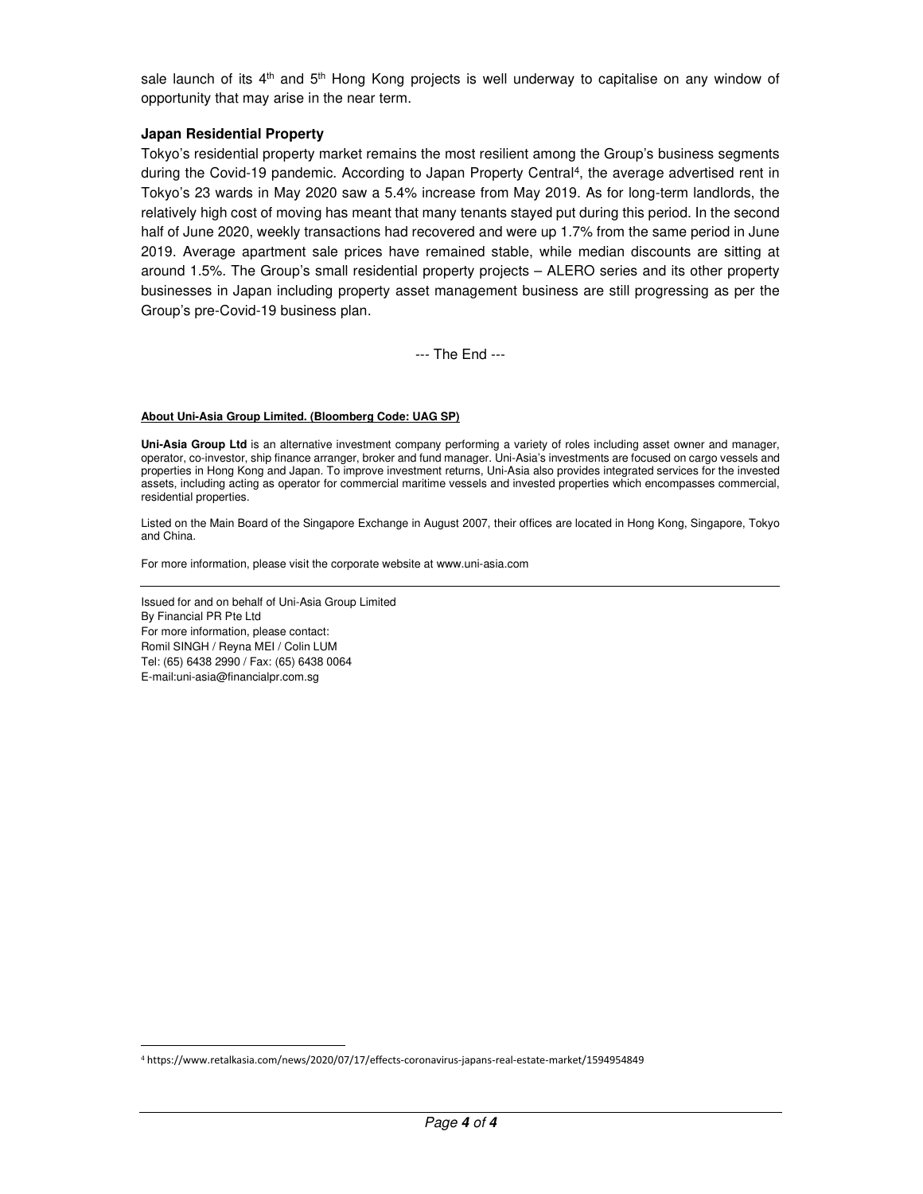sale launch of its 4th and 5th Hong Kong projects is well underway to capitalise on any window of opportunity that may arise in the near term.

**Japan Residential Property**

Tokyo's residential property market remains the most resilient among the Group's business segments during the Covid-19 pandemic. According to Japan Property Central[4], the average advertised rent in Tokyo's 23 wards in May 2020 saw a 5.4% increase from May 2019. As for long-term landlords, the relatively high cost of moving has meant that many tenants stayed put during this period. In the second half of June 2020, weekly transactions had recovered and were up 1.7% from the same period in June 2019. Average apartment sale prices have remained stable, while median discounts are sitting at around 1.5%. The Group's small residential property projects – ALERO series and its other property businesses in Japan including property asset management business are still progressing as per the Group's pre-Covid-19 business plan.

--- The End ---

**About Uni-Asia Group Limited. (Bloomberg Code: UAG SP)**

**Uni-Asia Group Ltd** is an alternative investment company performing a variety of roles including asset owner and manager, operator, co-investor, ship finance arranger, broker and fund manager. Uni-Asia's investments are focused on cargo vessels and properties in Hong Kong and Japan. To improve investment returns, Uni-Asia also provides integrated services for the invested assets, including acting as operator for commercial maritime vessels and invested properties which encompasses commercial, residential properties.

Listed on the Main Board of the Singapore Exchange in August 2007, their offices are located in Hong Kong, Singapore, Tokyo and China.

For more information, please visit the corporate website at www.uni-asia.com

---

Issued for and on behalf of Uni-Asia Group Limited
By Financial PR Pte Ltd
For more information, please contact:
Romil SINGH / Reyna MEI / Colin LUM
Tel: (65) 6438 2990 / Fax: (65) 6438 0064
E-mail:uni-asia@financialpr.com.sg

[4] https://www.retalkasia.com/news/2020/07/17/effects-coronavirus-japans-real-estate-market/1594954849